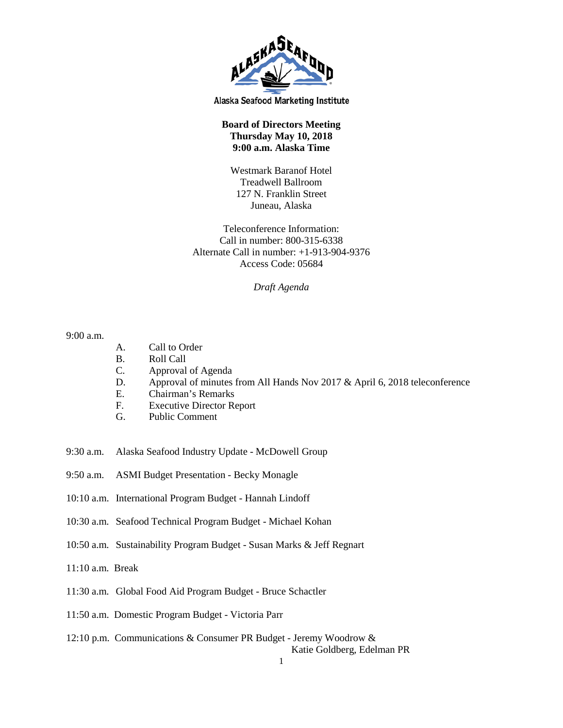Alaska Seafood Marketing Institute

**Board of Directors Meeting**
**Thursday May 10, 2018**
**9:00 a.m. Alaska Time**

Westmark Baranof Hotel
Treadwell Ballroom
127 N. Franklin Street
Juneau, Alaska

Teleconference Information:
Call in number: 800-315-6338
Alternate Call in number: +1-913-904-9376
Access Code: 05684

*Draft Agenda*

9:00 a.m.

- A. Call to Order
- B. Roll Call
- C. Approval of Agenda
- D. Approval of minutes from All Hands Nov 2017 & April 6, 2018 teleconference
- E. Chairman's Remarks
- F. Executive Director Report
- G. Public Comment

9:30 a.m. Alaska Seafood Industry Update - McDowell Group

9:50 a.m. ASMI Budget Presentation - Becky Monagle

10:10 a.m. International Program Budget - Hannah Lindoff

10:30 a.m. Seafood Technical Program Budget - Michael Kohan

10:50 a.m. Sustainability Program Budget - Susan Marks & Jeff Regnart

11:10 a.m. Break

11:30 a.m. Global Food Aid Program Budget - Bruce Schactler

11:50 a.m. Domestic Program Budget - Victoria Parr

12:10 p.m. Communications & Consumer PR Budget - Jeremy Woodrow & Katie Goldberg, Edelman PR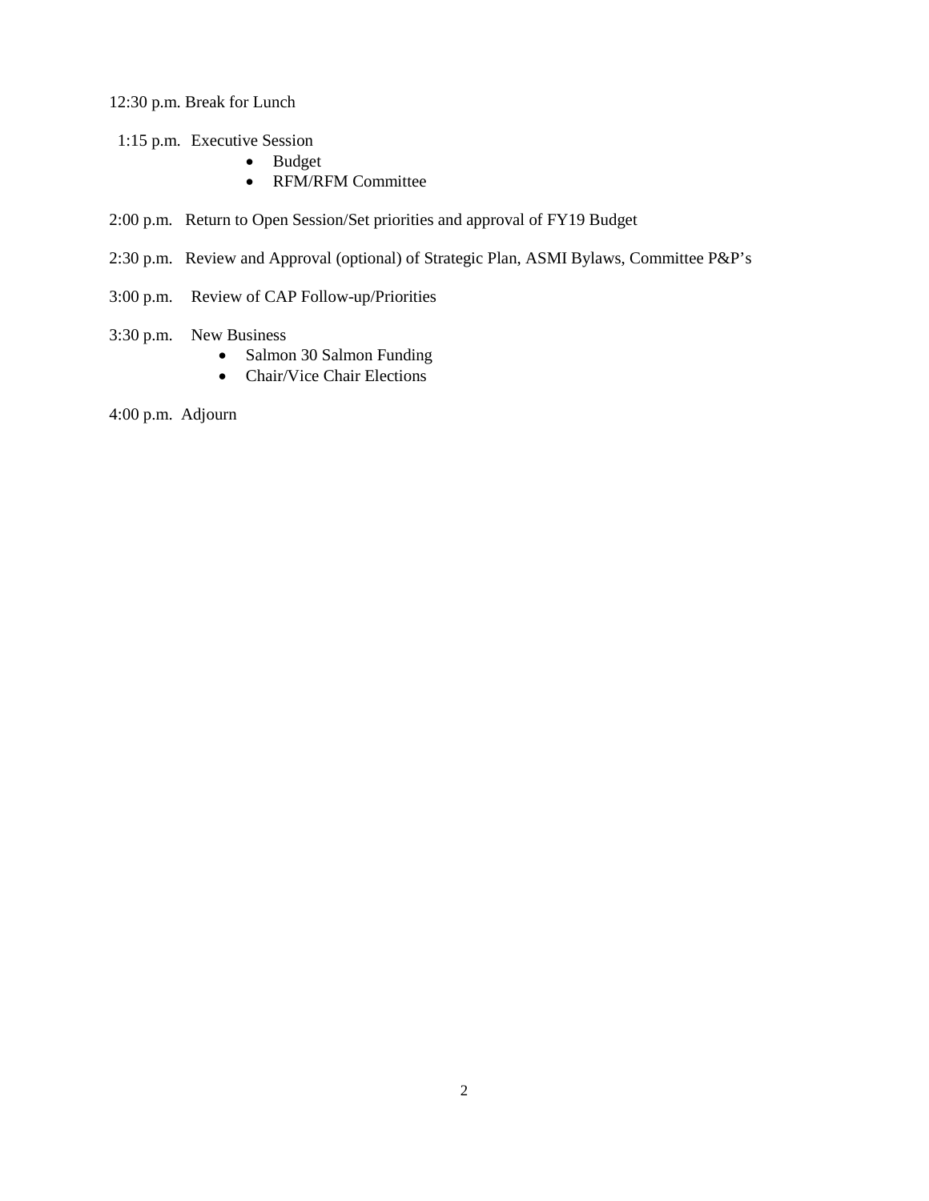12:30 p.m. Break for Lunch

1:15 p.m. Executive Session

- Budget
- RFM/RFM Committee

2:00 p.m. Return to Open Session/Set priorities and approval of FY19 Budget

2:30 p.m. Review and Approval (optional) of Strategic Plan, ASMI Bylaws, Committee P&P's

3:00 p.m. Review of CAP Follow-up/Priorities

3:30 p.m. New Business

- Salmon 30 Salmon Funding
- Chair/Vice Chair Elections

4:00 p.m. Adjourn